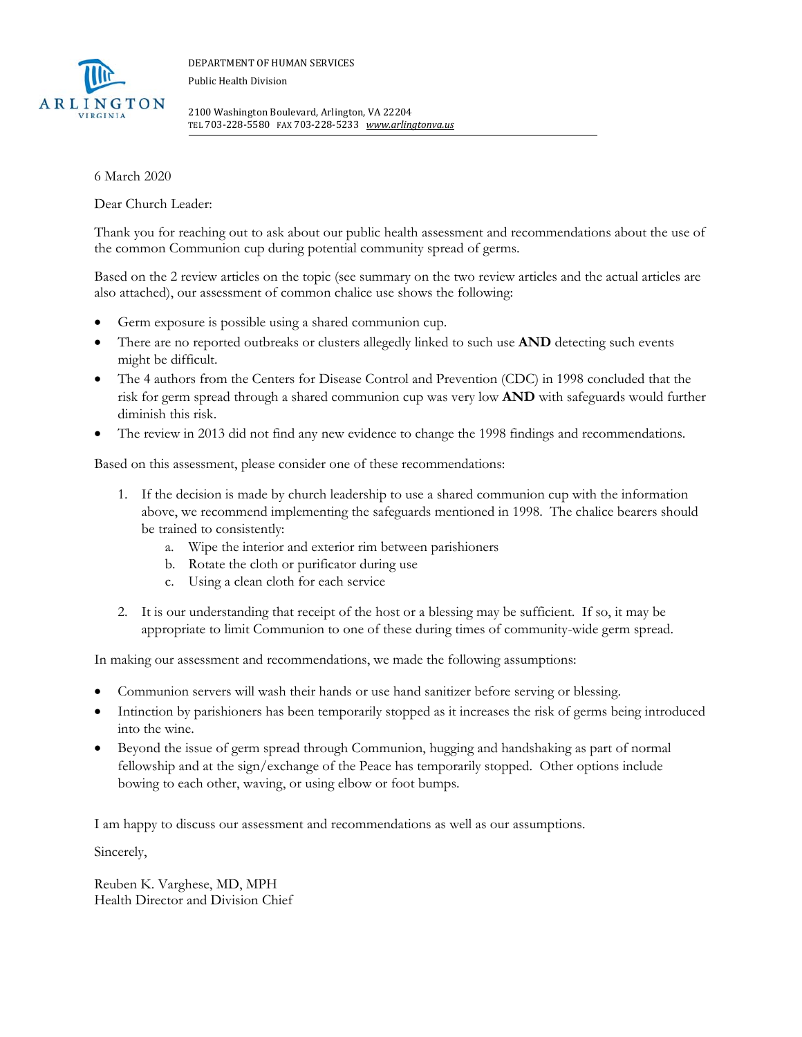DEPARTMENT OF HUMAN SERVICES

Public Health Division

2100 Washington Boulevard, Arlington, VA 22204
TEL 703-228-5580 FAX 703-228-5233 *www.arlingtonva.us*

---

6 March 2020

Dear Church Leader:

Thank you for reaching out to ask about our public health assessment and recommendations about the use of the common Communion cup during potential community spread of germs.

Based on the 2 review articles on the topic (see summary on the two review articles and the actual articles are also attached), our assessment of common chalice use shows the following:

- Germ exposure is possible using a shared communion cup.
- There are no reported outbreaks or clusters allegedly linked to such use **AND** detecting such events might be difficult.
- The 4 authors from the Centers for Disease Control and Prevention (CDC) in 1998 concluded that the risk for germ spread through a shared communion cup was very low **AND** with safeguards would further diminish this risk.
- The review in 2013 did not find any new evidence to change the 1998 findings and recommendations.

Based on this assessment, please consider one of these recommendations:

1. If the decision is made by church leadership to use a shared communion cup with the information above, we recommend implementing the safeguards mentioned in 1998. The chalice bearers should be trained to consistently:
   a. Wipe the interior and exterior rim between parishioners
   b. Rotate the cloth or purificator during use
   c. Using a clean cloth for each service

2. It is our understanding that receipt of the host or a blessing may be sufficient. If so, it may be appropriate to limit Communion to one of these during times of community-wide germ spread.

In making our assessment and recommendations, we made the following assumptions:

- Communion servers will wash their hands or use hand sanitizer before serving or blessing.
- Intinction by parishioners has been temporarily stopped as it increases the risk of germs being introduced into the wine.
- Beyond the issue of germ spread through Communion, hugging and handshaking as part of normal fellowship and at the sign/exchange of the Peace has temporarily stopped. Other options include bowing to each other, waving, or using elbow or foot bumps.

I am happy to discuss our assessment and recommendations as well as our assumptions.

Sincerely,

Reuben K. Varghese, MD, MPH
Health Director and Division Chief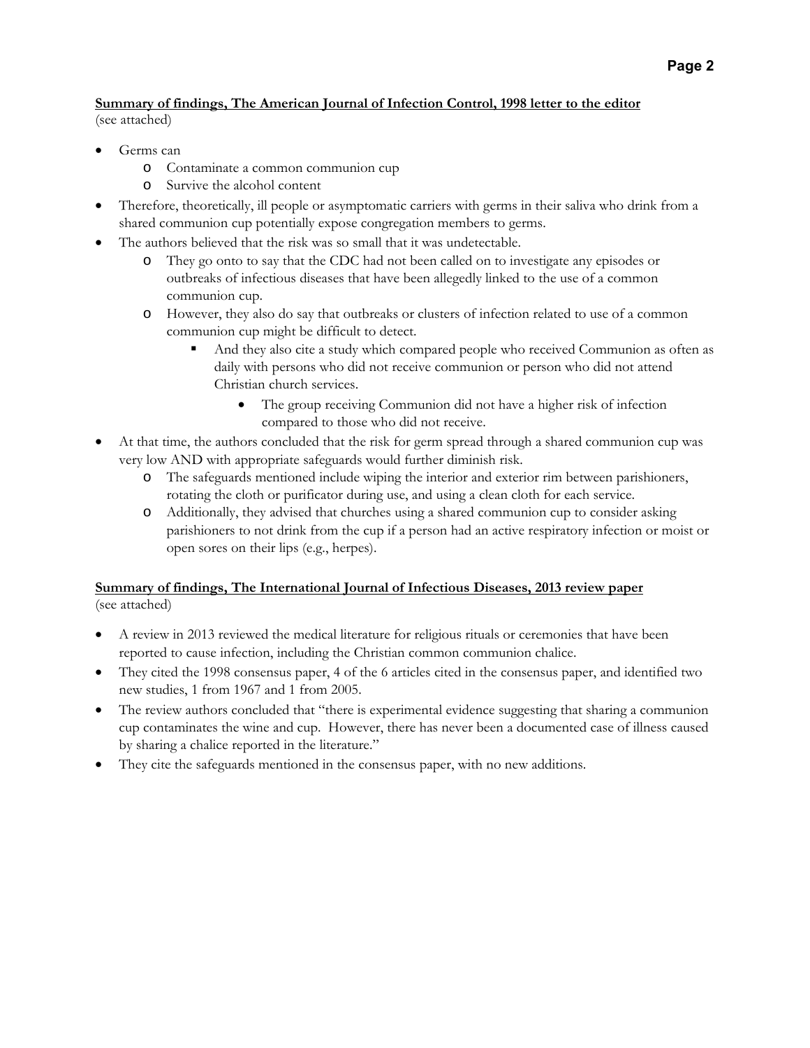**<u>Summary of findings, The American Journal of Infection Control, 1998 letter to the editor</u>**
(see attached)

- Germs can
  - Contaminate a common communion cup
  - Survive the alcohol content
- Therefore, theoretically, ill people or asymptomatic carriers with germs in their saliva who drink from a shared communion cup potentially expose congregation members to germs.
- The authors believed that the risk was so small that it was undetectable.
  - They go onto to say that the CDC had not been called on to investigate any episodes or outbreaks of infectious diseases that have been allegedly linked to the use of a common communion cup.
  - However, they also do say that outbreaks or clusters of infection related to use of a common communion cup might be difficult to detect.
    - And they also cite a study which compared people who received Communion as often as daily with persons who did not receive communion or person who did not attend Christian church services.
      - The group receiving Communion did not have a higher risk of infection compared to those who did not receive.
- At that time, the authors concluded that the risk for germ spread through a shared communion cup was very low AND with appropriate safeguards would further diminish risk.
  - The safeguards mentioned include wiping the interior and exterior rim between parishioners, rotating the cloth or purificator during use, and using a clean cloth for each service.
  - Additionally, they advised that churches using a shared communion cup to consider asking parishioners to not drink from the cup if a person had an active respiratory infection or moist or open sores on their lips (e.g., herpes).

**<u>Summary of findings, The International Journal of Infectious Diseases, 2013 review paper</u>**
(see attached)

- A review in 2013 reviewed the medical literature for religious rituals or ceremonies that have been reported to cause infection, including the Christian common communion chalice.
- They cited the 1998 consensus paper, 4 of the 6 articles cited in the consensus paper, and identified two new studies, 1 from 1967 and 1 from 2005.
- The review authors concluded that "there is experimental evidence suggesting that sharing a communion cup contaminates the wine and cup. However, there has never been a documented case of illness caused by sharing a chalice reported in the literature."
- They cite the safeguards mentioned in the consensus paper, with no new additions.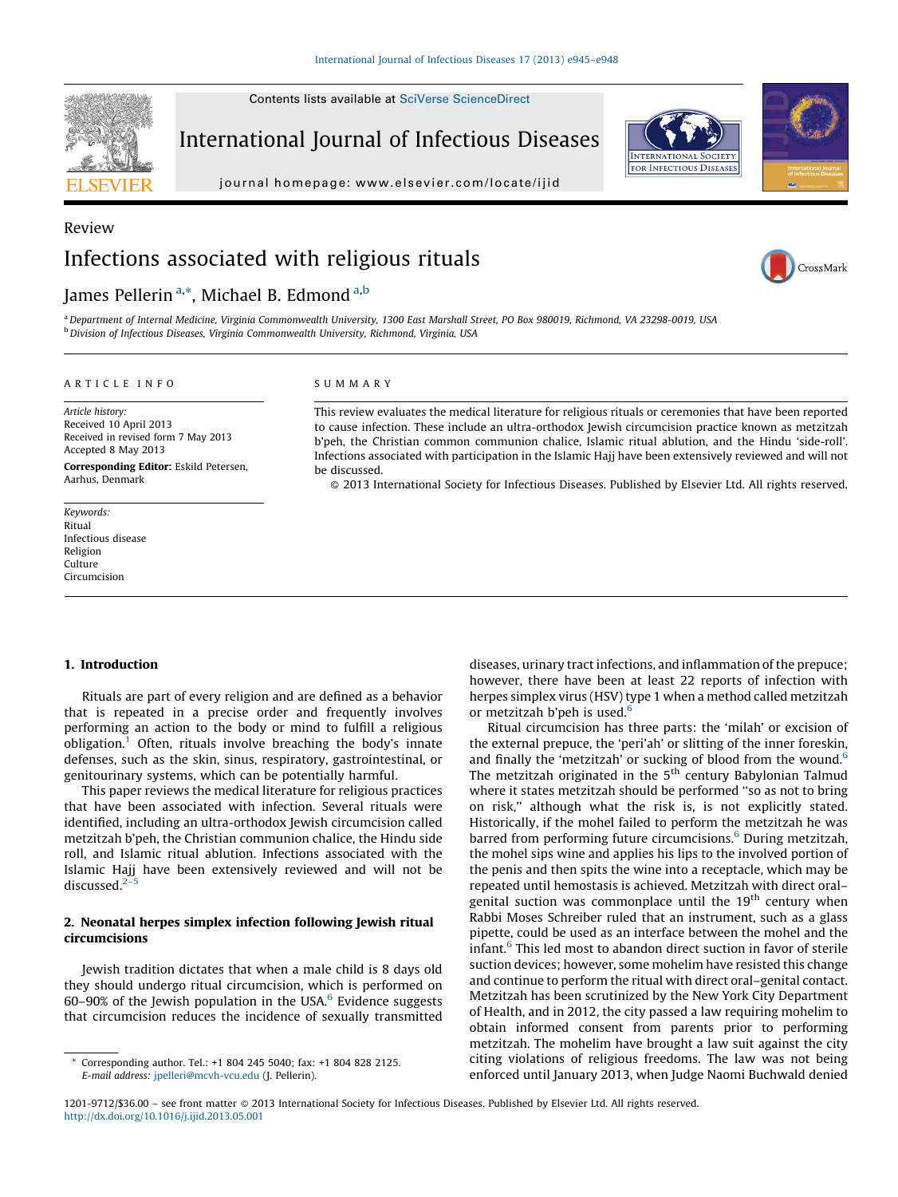Review

# Infections associated with religious rituals

James Pellerin [a,*], Michael B. Edmond [a,b]

[a] Department of Internal Medicine, Virginia Commonwealth University, 1300 East Marshall Street, PO Box 980019, Richmond, VA 23298-0019, USA
[b] Division of Infectious Diseases, Virginia Commonwealth University, Richmond, Virginia, USA

ARTICLE INFO

*Article history:*
Received 10 April 2013
Received in revised form 7 May 2013
Accepted 8 May 2013

**Corresponding Editor:** Eskild Petersen, Aarhus, Denmark

*Keywords:*
Ritual
Infectious disease
Religion
Culture
Circumcision

SUMMARY

This review evaluates the medical literature for religious rituals or ceremonies that have been reported to cause infection. These include an ultra-orthodox Jewish circumcision practice known as metzitzah b'peh, the Christian common communion chalice, Islamic ritual ablution, and the Hindu 'side-roll'. Infections associated with participation in the Islamic Hajj have been extensively reviewed and will not be discussed.

© 2013 International Society for Infectious Diseases. Published by Elsevier Ltd. All rights reserved.

## 1. Introduction

Rituals are part of every religion and are defined as a behavior that is repeated in a precise order and frequently involves performing an action to the body or mind to fulfill a religious obligation.[1] Often, rituals involve breaching the body's innate defenses, such as the skin, sinus, respiratory, gastrointestinal, or genitourinary systems, which can be potentially harmful.

This paper reviews the medical literature for religious practices that have been associated with infection. Several rituals were identified, including an ultra-orthodox Jewish circumcision called metzitzah b'peh, the Christian communion chalice, the Hindu side roll, and Islamic ritual ablution. Infections associated with the Islamic Hajj have been extensively reviewed and will not be discussed.[2–5]

## 2. Neonatal herpes simplex infection following Jewish ritual circumcisions

Jewish tradition dictates that when a male child is 8 days old they should undergo ritual circumcision, which is performed on 60–90% of the Jewish population in the USA.[6] Evidence suggests that circumcision reduces the incidence of sexually transmitted diseases, urinary tract infections, and inflammation of the prepuce; however, there have been at least 22 reports of infection with herpes simplex virus (HSV) type 1 when a method called metzitzah or metzitzah b'peh is used.[6]

Ritual circumcision has three parts: the 'milah' or excision of the external prepuce, the 'peri'ah' or slitting of the inner foreskin, and finally the 'metzitzah' or sucking of blood from the wound.[6] The metzitzah originated in the 5th century Babylonian Talmud where it states metzitzah should be performed "so as not to bring on risk," although what the risk is, is not explicitly stated. Historically, if the mohel failed to perform the metzitzah he was barred from performing future circumcisions.[6] During metzitzah, the mohel sips wine and applies his lips to the involved portion of the penis and then spits the wine into a receptacle, which may be repeated until hemostasis is achieved. Metzitzah with direct oral–genital suction was commonplace until the 19th century when Rabbi Moses Schreiber ruled that an instrument, such as a glass pipette, could be used as an interface between the mohel and the infant.[6] This led most to abandon direct suction in favor of sterile suction devices; however, some mohelim have resisted this change and continue to perform the ritual with direct oral–genital contact. Metzitzah has been scrutinized by the New York City Department of Health, and in 2012, the city passed a law requiring mohelim to obtain informed consent from parents prior to performing metzitzah. The mohelim have brought a law suit against the city citing violations of religious freedoms. The law was not being enforced until January 2013, when Judge Naomi Buchwald denied

* Corresponding author. Tel.: +1 804 245 5040; fax: +1 804 828 2125.
E-mail address: jpelleri@mcvh-vcu.edu (J. Pellerin).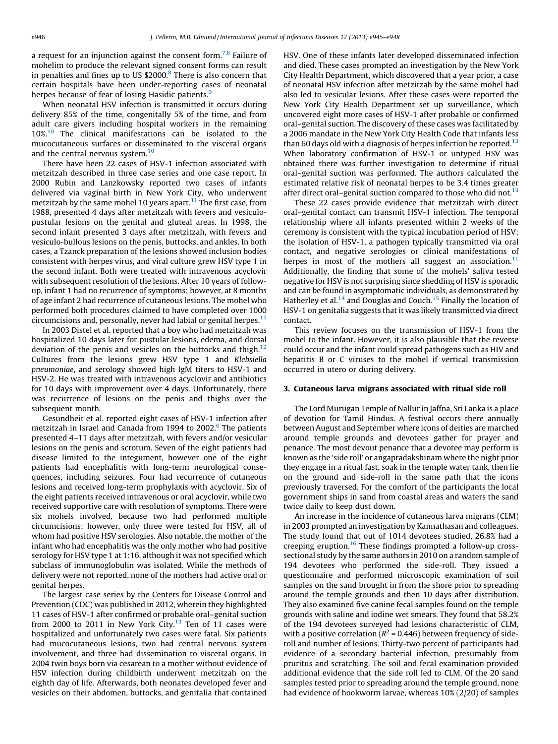a request for an injunction against the consent form.[7,8] Failure of mohelim to produce the relevant signed consent forms can result in penalties and fines up to US $2000.[8] There is also concern that certain hospitals have been under-reporting cases of neonatal herpes because of fear of losing Hasidic patients.[9]

When neonatal HSV infection is transmitted it occurs during delivery 85% of the time, congenitally 5% of the time, and from adult care givers including hospital workers in the remaining 10%.[10] The clinical manifestations can be isolated to the mucocutaneous surfaces or disseminated to the visceral organs and the central nervous system.[10]

There have been 22 cases of HSV-1 infection associated with metzitzah described in three case series and one case report. In 2000 Rubin and Lanzkowsky reported two cases of infants delivered via vaginal birth in New York City, who underwent metzitzah by the same mohel 10 years apart.[11] The first case, from 1988, presented 4 days after metzitzah with fevers and vesiculo-pustular lesions on the genital and gluteal areas. In 1998, the second infant presented 3 days after metzitzah, with fevers and vesiculo-bullous lesions on the penis, buttocks, and ankles. In both cases, a Tzanck preparation of the lesions showed inclusion bodies consistent with herpes virus, and viral culture grew HSV type 1 in the second infant. Both were treated with intravenous acyclovir with subsequent resolution of the lesions. After 10 years of follow-up, infant 1 had no recurrence of symptoms; however, at 8 months of age infant 2 had recurrence of cutaneous lesions. The mohel who performed both procedures claimed to have completed over 1000 circumcisions and, personally, never had labial or genital herpes.[11]

In 2003 Distel et al. reported that a boy who had metzitzah was hospitalized 10 days later for pustular lesions, edema, and dorsal deviation of the penis and vesicles on the buttocks and thigh.[12] Cultures from the lesions grew HSV type 1 and *Klebsiella pneumoniae*, and serology showed high IgM titers to HSV-1 and HSV-2. He was treated with intravenous acyclovir and antibiotics for 10 days with improvement over 4 days. Unfortunately, there was recurrence of lesions on the penis and thighs over the subsequent month.

Gesundheit et al. reported eight cases of HSV-1 infection after metzitzah in Israel and Canada from 1994 to 2002.[6] The patients presented 4–11 days after metzitzah, with fevers and/or vesicular lesions on the penis and scrotum. Seven of the eight patients had disease limited to the integument, however one of the eight patients had encephalitis with long-term neurological consequences, including seizures. Four had recurrence of cutaneous lesions and received long-term prophylaxis with acyclovir. Six of the eight patients received intravenous or oral acyclovir, while two received supportive care with resolution of symptoms. There were six mohels involved, because two had performed multiple circumcisions; however, only three were tested for HSV, all of whom had positive HSV serologies. Also notable, the mother of the infant who had encephalitis was the only mother who had positive serology for HSV type 1 at 1:16, although it was not specified which subclass of immunoglobulin was isolated. While the methods of delivery were not reported, none of the mothers had active oral or genital herpes.

The largest case series by the Centers for Disease Control and Prevention (CDC) was published in 2012, wherein they highlighted 11 cases of HSV-1 after confirmed or probable oral–genital suction from 2000 to 2011 in New York City.[13] Ten of 11 cases were hospitalized and unfortunately two cases were fatal. Six patients had mucocutaneous lesions, two had central nervous system involvement, and three had dissemination to visceral organs. In 2004 twin boys born via cesarean to a mother without evidence of HSV infection during childbirth underwent metzitzah on the eighth day of life. Afterwards, both neonates developed fever and vesicles on their abdomen, buttocks, and genitalia that contained HSV. One of these infants later developed disseminated infection and died. These cases prompted an investigation by the New York City Health Department, which discovered that a year prior, a case of neonatal HSV infection after metzitzah by the same mohel had also led to vesicular lesions. After these cases were reported the New York City Health Department set up surveillance, which uncovered eight more cases of HSV-1 after probable or confirmed oral–genital suction. The discovery of these cases was facilitated by a 2006 mandate in the New York City Health Code that infants less than 60 days old with a diagnosis of herpes infection be reported.[13] When laboratory confirmation of HSV-1 or untyped HSV was obtained there was further investigation to determine if ritual oral–genital suction was performed. The authors calculated the estimated relative risk of neonatal herpes to be 3.4 times greater after direct oral–genital suction compared to those who did not.[13]

These 22 cases provide evidence that metzitzah with direct oral–genital contact can transmit HSV-1 infection. The temporal relationship where all infants presented within 2 weeks of the ceremony is consistent with the typical incubation period of HSV; the isolation of HSV-1, a pathogen typically transmitted via oral contact, and negative serologies or clinical manifestations of herpes in most of the mothers all suggest an association.[11] Additionally, the finding that some of the mohels' saliva tested negative for HSV is not surprising since shedding of HSV is sporadic and can be found in asymptomatic individuals, as demonstrated by Hatherley et al.[14] and Douglas and Couch.[15] Finally the location of HSV-1 on genitalia suggests that it was likely transmitted via direct contact.

This review focuses on the transmission of HSV-1 from the mohel to the infant. However, it is also plausible that the reverse could occur and the infant could spread pathogens such as HIV and hepatitis B or C viruses to the mohel if vertical transmission occurred in utero or during delivery.

## 3. Cutaneous larva migrans associated with ritual side roll

The Lord Murugan Temple of Nallur in Jaffna, Sri Lanka is a place of devotion for Tamil Hindus. A festival occurs there annually between August and September where icons of deities are marched around temple grounds and devotees gather for prayer and penance. The most devout penance that a devotee may perform is known as the 'side roll' or angapradakshinam where the night prior they engage in a ritual fast, soak in the temple water tank, then lie on the ground and side-roll in the same path that the icons previously traversed. For the comfort of the participants the local government ships in sand from coastal areas and waters the sand twice daily to keep dust down.

An increase in the incidence of cutaneous larva migrans (CLM) in 2003 prompted an investigation by Kannathasan and colleagues. The study found that out of 1014 devotees studied, 26.8% had a creeping eruption.[16] These findings prompted a follow-up cross-sectional study by the same authors in 2010 on a random sample of 194 devotees who performed the side-roll. They issued a questionnaire and performed microscopic examination of soil samples on the sand brought in from the shore prior to spreading around the temple grounds and then 10 days after distribution. They also examined five canine fecal samples found on the temple grounds with saline and iodine wet smears. They found that 58.2% of the 194 devotees surveyed had lesions characteristic of CLM, with a positive correlation ($R^2 = 0.446$) between frequency of side-roll and number of lesions. Thirty-two percent of participants had evidence of a secondary bacterial infection, presumably from pruritus and scratching. The soil and fecal examination provided additional evidence that the side roll led to CLM. Of the 20 sand samples tested prior to spreading around the temple ground, none had evidence of hookworm larvae, whereas 10% (2/20) of samples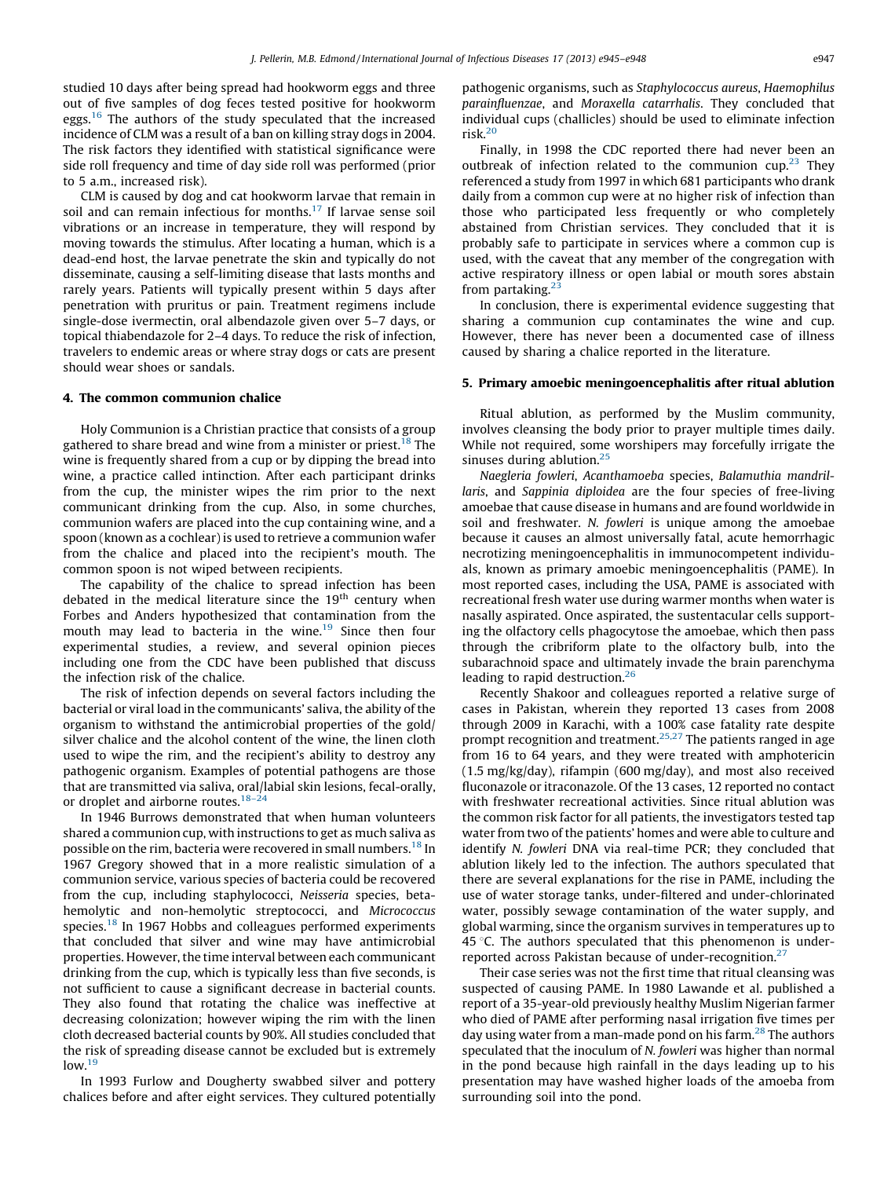studied 10 days after being spread had hookworm eggs and three out of five samples of dog feces tested positive for hookworm eggs.[16] The authors of the study speculated that the increased incidence of CLM was a result of a ban on killing stray dogs in 2004. The risk factors they identified with statistical significance were side roll frequency and time of day side roll was performed (prior to 5 a.m., increased risk).

CLM is caused by dog and cat hookworm larvae that remain in soil and can remain infectious for months.[17] If larvae sense soil vibrations or an increase in temperature, they will respond by moving towards the stimulus. After locating a human, which is a dead-end host, the larvae penetrate the skin and typically do not disseminate, causing a self-limiting disease that lasts months and rarely years. Patients will typically present within 5 days after penetration with pruritus or pain. Treatment regimens include single-dose ivermectin, oral albendazole given over 5–7 days, or topical thiabendazole for 2–4 days. To reduce the risk of infection, travelers to endemic areas or where stray dogs or cats are present should wear shoes or sandals.

## 4. The common communion chalice

Holy Communion is a Christian practice that consists of a group gathered to share bread and wine from a minister or priest.[18] The wine is frequently shared from a cup or by dipping the bread into wine, a practice called intinction. After each participant drinks from the cup, the minister wipes the rim prior to the next communicant drinking from the cup. Also, in some churches, communion wafers are placed into the cup containing wine, and a spoon (known as a cochlear) is used to retrieve a communion wafer from the chalice and placed into the recipient's mouth. The common spoon is not wiped between recipients.

The capability of the chalice to spread infection has been debated in the medical literature since the 19th century when Forbes and Anders hypothesized that contamination from the mouth may lead to bacteria in the wine.[19] Since then four experimental studies, a review, and several opinion pieces including one from the CDC have been published that discuss the infection risk of the chalice.

The risk of infection depends on several factors including the bacterial or viral load in the communicants' saliva, the ability of the organism to withstand the antimicrobial properties of the gold/silver chalice and the alcohol content of the wine, the linen cloth used to wipe the rim, and the recipient's ability to destroy any pathogenic organism. Examples of potential pathogens are those that are transmitted via saliva, oral/labial skin lesions, fecal-orally, or droplet and airborne routes.[18–24]

In 1946 Burrows demonstrated that when human volunteers shared a communion cup, with instructions to get as much saliva as possible on the rim, bacteria were recovered in small numbers.[18] In 1967 Gregory showed that in a more realistic simulation of a communion service, various species of bacteria could be recovered from the cup, including staphylococci, *Neisseria* species, beta-hemolytic and non-hemolytic streptococci, and *Micrococcus* species.[18] In 1967 Hobbs and colleagues performed experiments that concluded that silver and wine may have antimicrobial properties. However, the time interval between each communicant drinking from the cup, which is typically less than five seconds, is not sufficient to cause a significant decrease in bacterial counts. They also found that rotating the chalice was ineffective at decreasing colonization; however wiping the rim with the linen cloth decreased bacterial counts by 90%. All studies concluded that the risk of spreading disease cannot be excluded but is extremely low.[19]

In 1993 Furlow and Dougherty swabbed silver and pottery chalices before and after eight services. They cultured potentially pathogenic organisms, such as *Staphylococcus aureus*, *Haemophilus parainfluenzae*, and *Moraxella catarrhalis*. They concluded that individual cups (challicles) should be used to eliminate infection risk.[20]

Finally, in 1998 the CDC reported there had never been an outbreak of infection related to the communion cup.[23] They referenced a study from 1997 in which 681 participants who drank daily from a common cup were at no higher risk of infection than those who participated less frequently or who completely abstained from Christian services. They concluded that it is probably safe to participate in services where a common cup is used, with the caveat that any member of the congregation with active respiratory illness or open labial or mouth sores abstain from partaking.[23]

In conclusion, there is experimental evidence suggesting that sharing a communion cup contaminates the wine and cup. However, there has never been a documented case of illness caused by sharing a chalice reported in the literature.

## 5. Primary amoebic meningoencephalitis after ritual ablution

Ritual ablution, as performed by the Muslim community, involves cleansing the body prior to prayer multiple times daily. While not required, some worshipers may forcefully irrigate the sinuses during ablution.[25]

*Naegleria fowleri*, *Acanthamoeba* species, *Balamuthia mandrillaris*, and *Sappinia diploidea* are the four species of free-living amoebae that cause disease in humans and are found worldwide in soil and freshwater. *N. fowleri* is unique among the amoebae because it causes an almost universally fatal, acute hemorrhagic necrotizing meningoencephalitis in immunocompetent individuals, known as primary amoebic meningoencephalitis (PAME). In most reported cases, including the USA, PAME is associated with recreational fresh water use during warmer months when water is nasally aspirated. Once aspirated, the sustentacular cells supporting the olfactory cells phagocytose the amoebae, which then pass through the cribriform plate to the olfactory bulb, into the subarachnoid space and ultimately invade the brain parenchyma leading to rapid destruction.[26]

Recently Shakoor and colleagues reported a relative surge of cases in Pakistan, wherein they reported 13 cases from 2008 through 2009 in Karachi, with a 100% case fatality rate despite prompt recognition and treatment.[25,27] The patients ranged in age from 16 to 64 years, and they were treated with amphotericin (1.5 mg/kg/day), rifampin (600 mg/day), and most also received fluconazole or itraconazole. Of the 13 cases, 12 reported no contact with freshwater recreational activities. Since ritual ablution was the common risk factor for all patients, the investigators tested tap water from two of the patients' homes and were able to culture and identify *N. fowleri* DNA via real-time PCR; they concluded that ablution likely led to the infection. The authors speculated that there are several explanations for the rise in PAME, including the use of water storage tanks, under-filtered and under-chlorinated water, possibly sewage contamination of the water supply, and global warming, since the organism survives in temperatures up to 45 °C. The authors speculated that this phenomenon is under-reported across Pakistan because of under-recognition.[27]

Their case series was not the first time that ritual cleansing was suspected of causing PAME. In 1980 Lawande et al. published a report of a 35-year-old previously healthy Muslim Nigerian farmer who died of PAME after performing nasal irrigation five times per day using water from a man-made pond on his farm.[28] The authors speculated that the inoculum of *N. fowleri* was higher than normal in the pond because high rainfall in the days leading up to his presentation may have washed higher loads of the amoeba from surrounding soil into the pond.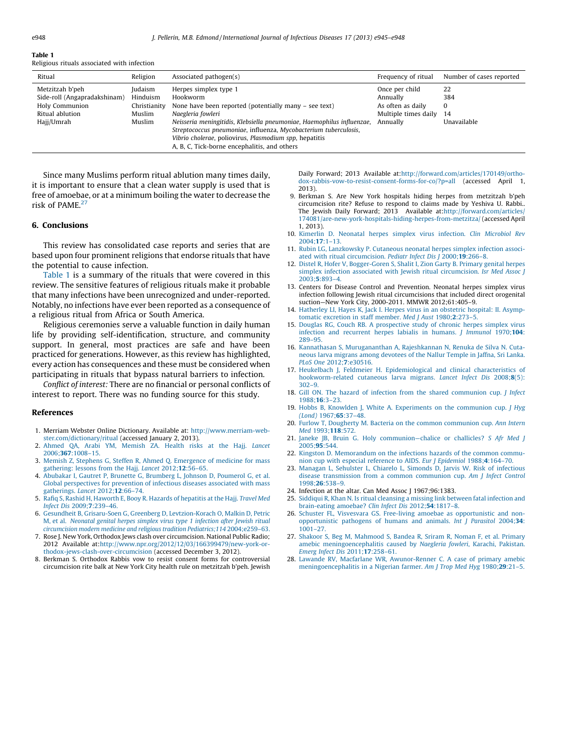**Table 1**
Religious rituals associated with infection

| Ritual | Religion | Associated pathogen(s) | Frequency of ritual | Number of cases reported |
|---|---|---|---|---|
| Metzitzah b'peh | Judaism | Herpes simplex type 1 | Once per child | 22 |
| Side-roll (Angapradakshinam) | Hinduism | Hookworm | Annually | 384 |
| Holy Communion | Christianity | None have been reported (potentially many – see text) | As often as daily | 0 |
| Ritual ablution | Muslim | *Naegleria fowleri* | Multiple times daily | 14 |
| Hajj/Umrah | Muslim | *Neisseria meningitidis*, *Klebsiella pneumoniae*, *Haemophilus influenzae*, *Streptococcus pneumoniae*, influenza, *Mycobacterium tuberculosis*, *Vibrio cholerae*, poliovirus, *Plasmodium spp*, hepatitis A, B, C, Tick-borne encephalitis, and others | Annually | Unavailable |

Since many Muslims perform ritual ablution many times daily, it is important to ensure that a clean water supply is used that is free of amoebae, or at a minimum boiling the water to decrease the risk of PAME.[27]

## 6. Conclusions

This review has consolidated case reports and series that are based upon four prominent religions that endorse rituals that have the potential to cause infection.

Table 1 is a summary of the rituals that were covered in this review. The sensitive features of religious rituals make it probable that many infections have been unrecognized and under-reported. Notably, no infections have ever been reported as a consequence of a religious ritual from Africa or South America.

Religious ceremonies serve a valuable function in daily human life by providing self-identification, structure, and community support. In general, most practices are safe and have been practiced for generations. However, as this review has highlighted, every action has consequences and these must be considered when participating in rituals that bypass natural barriers to infection.

*Conflict of interest:* There are no financial or personal conflicts of interest to report. There was no funding source for this study.

## References

1. Merriam Webster Online Dictionary. Available at: http://www.merriam-webster.com/dictionary/ritual (accessed January 2, 2013).
2. Ahmed QA, Arabi YM, Memish ZA. Health risks at the Hajj. *Lancet* 2006;**367**:1008–15.
3. Memish Z, Stephens G, Steffen R, Ahmed Q. Emergence of medicine for mass gathering: lessons from the Hajj. *Lancet* 2012;**12**:56–65.
4. Abubakar I, Gautret P, Brunette G, Brumberg L, Johnson D, Poumerol G, et al. Global perspectives for prevention of infectious diseases associated with mass gatherings. *Lancet* 2012;**12**:66–74.
5. Rafiq S, Rashid H, Haworth E, Booy R. Hazards of hepatitis at the Hajj. *Travel Med Infect Dis* 2009;**7**:239–46.
6. Gesundheit B, Grisaru-Soen G, Greenberg D, Levtzion-Korach O, Malkin D, Petric M, et al. *Neonatal genital herpes simplex virus type 1 infection after Jewish ritual circumcision modern medicine and religious tradition Pediatrics;114* 2004;e259–63.
7. Rose J. New York, Orthodox Jews clash over circumcision. National Public Radio; 2012 Available at:http://www.npr.org/2012/12/03/166399479/new-york-orthodox-jews-clash-over-circumcision (accessed December 3, 2012).
8. Berkman S. Orthodox Rabbis vow to resist consent forms for controversial circumcision rite balk at New York City health rule on metzitzah b'peh. Jewish Daily Forward; 2013 Available at:http://forward.com/articles/170149/orthodox-rabbis-vow-to-resist-consent-forms-for-co/?p=all (accessed April 1, 2013).
9. Berkman S. Are New York hospitals hiding herpes from metzitzah b'peh circumcision rite? Refuse to respond to claims made by Yeshiva U. Rabbi.. The Jewish Daily Forward; 2013 Available at:http://forward.com/articles/174081/are-new-york-hospitals-hiding-herpes-from-metzitza/ (accessed April 1, 2013).
10. Kimerlin D. Neonatal herpes simplex virus infection. *Clin Microbiol Rev* 2004;**17**:1–13.
11. Rubin LG, Lanzkowsky P. Cutaneous neonatal herpes simplex infection associated with ritual circumcision. *Pediatr Infect Dis J* 2000;**19**:266–8.
12. Distel R, Hofer V, Bogger-Goren S, Shalit I, Zion Garty B. Primary genital herpes simplex infection associated with Jewish ritual circumcision. *Isr Med Assoc J* 2003;**5**:893–4.
13. Centers for Disease Control and Prevention. Neonatal herpes simplex virus infection following Jewish ritual circumcisions that included direct orogenital suction—New York City, 2000-2011. MMWR 2012;61:405–9.
14. Hatherley LI, Hayes K, Jack I. Herpes virus in an obstetric hospital: II. Asymptomatic excretion in staff member. *Med J Aust* 1980;**2**:273–5.
15. Douglas RG, Couch RB. A prospective study of chronic herpes simplex virus infection and recurrent herpes labialis in humans. *J Immunol* 1970;**104**: 289–95.
16. Kannathasan S, Murugananthan A, Rajeshkannan N, Renuka de Silva N. Cutaneous larva migrans among devotees of the Nallur Temple in Jaffna, Sri Lanka. *PLoS One* 2012;**7**:e30516.
17. Heukelbach J, Feldmeier H. Epidemiological and clinical characteristics of hookworm-related cutaneous larva migrans. *Lancet Infect Dis* 2008;**8**(5): 302–9.
18. Gill ON. The hazard of infection from the shared communion cup. *J Infect* 1988;**16**:3–23.
19. Hobbs B, Knowlden J, White A. Experiments on the communion cup. *J Hyg (Lond)* 1967;**65**:37–48.
20. Furlow T, Dougherty M. Bacteria on the common communion cup. *Ann Intern Med* 1993;**118**:572.
21. Janeke JB, Bruin G. Holy communion—chalice or challices? *S Afr Med J* 2005;**95**:544.
22. Kingston D. Memorandum on the infections hazards of the common communion cup with especial reference to AIDS. *Eur J Epidemiol* 1988;**4**:164–70.
23. Managan L, Sehulster L, Chiarelo L, Simonds D, Jarvis W. Risk of infectious disease transmission from a common communion cup. *Am J Infect Control* 1998;**26**:538–9.
24. Infection at the altar. Can Med Assoc J 1967;96:1383.
25. Siddiqui R, Khan N. Is ritual cleansing a missing link between fatal infection and brain-eating amoebae? *Clin Infect Dis* 2012;**54**:1817–8.
26. Schuster FL, Visvesvara GS. Free-living amoebae as opportunistic and non-opportunistic pathogens of humans and animals. *Int J Parasitol* 2004;**34**: 1001–27.
27. Shakoor S, Beg M, Mahmood S, Bandea R, Sriram R, Noman F, et al. Primary amebic meningoencephalitis caused by *Naegleria fowleri*, Karachi, Pakistan. *Emerg Infect Dis* 2011;**17**:258–61.
28. Lawande RV, Macfarlane WR, Awunor-Renner C. A case of primary amebic meningoencephalitis in a Nigerian farmer. *Am J Trop Med Hyg* 1980;**29**:21–5.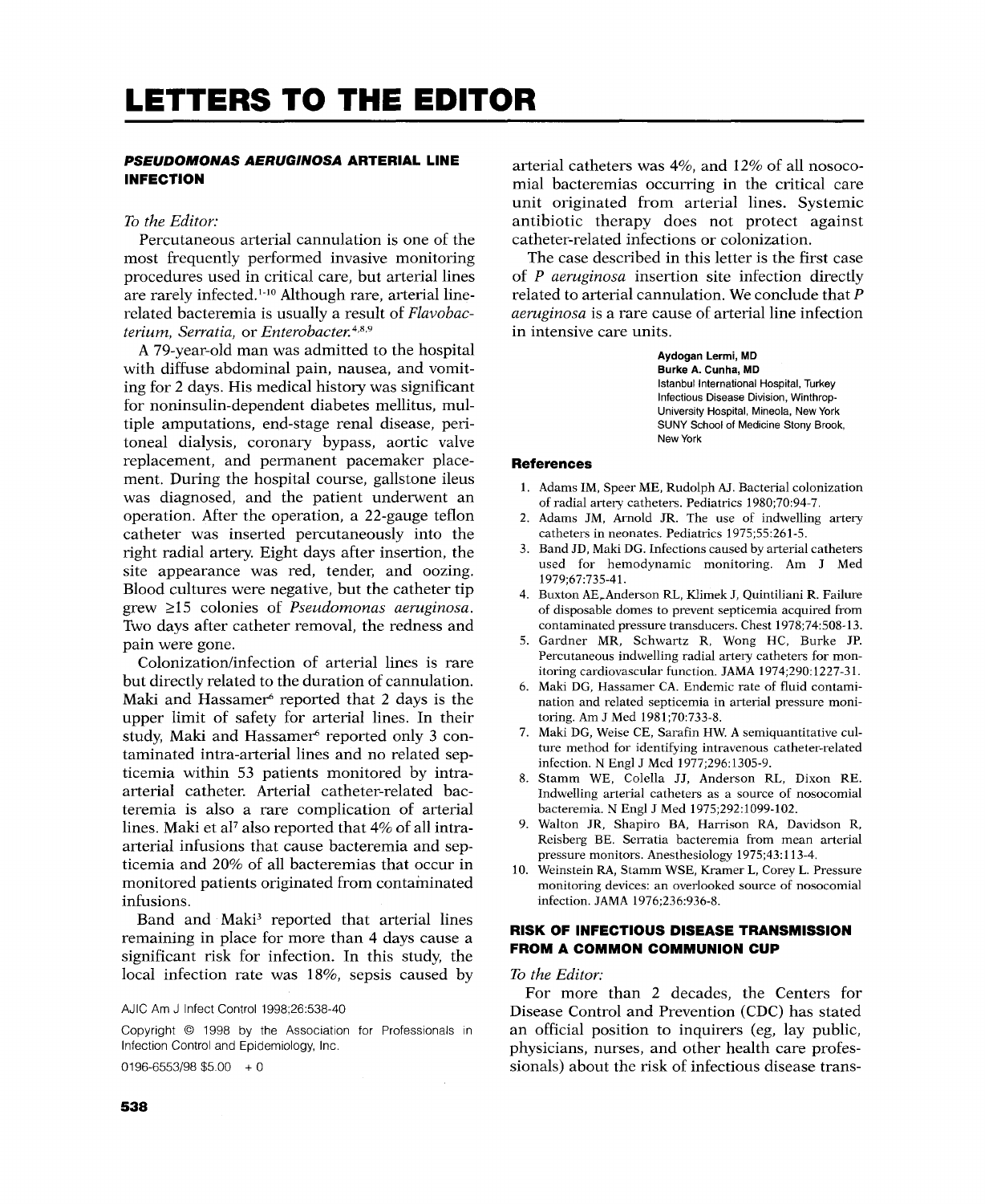# LETTERS TO THE EDITOR

## *PSEUDOMONAS AERUGINOSA* ARTERIAL LINE INFECTION

*To the Editor:*

Percutaneous arterial cannulation is one of the most frequently performed invasive monitoring procedures used in critical care, but arterial lines are rarely infected.[1-10] Although rare, arterial line-related bacteremia is usually a result of *Flavobacterium, Serratia,* or *Enterobacter.*[4,8,9]

A 79-year-old man was admitted to the hospital with diffuse abdominal pain, nausea, and vomiting for 2 days. His medical history was significant for noninsulin-dependent diabetes mellitus, multiple amputations, end-stage renal disease, peritoneal dialysis, coronary bypass, aortic valve replacement, and permanent pacemaker placement. During the hospital course, gallstone ileus was diagnosed, and the patient underwent an operation. After the operation, a 22-gauge teflon catheter was inserted percutaneously into the right radial artery. Eight days after insertion, the site appearance was red, tender, and oozing. Blood cultures were negative, but the catheter tip grew ≥15 colonies of *Pseudomonas aeruginosa*. Two days after catheter removal, the redness and pain were gone.

Colonization/infection of arterial lines is rare but directly related to the duration of cannulation. Maki and Hassamer[6] reported that 2 days is the upper limit of safety for arterial lines. In their study, Maki and Hassamer[6] reported only 3 contaminated intra-arterial lines and no related septicemia within 53 patients monitored by intra-arterial catheter. Arterial catheter-related bacteremia is also a rare complication of arterial lines. Maki et al[7] also reported that 4% of all intra-arterial infusions that cause bacteremia and septicemia and 20% of all bacteremias that occur in monitored patients originated from contaminated infusions.

Band and Maki[3] reported that arterial lines remaining in place for more than 4 days cause a significant risk for infection. In this study, the local infection rate was 18%, sepsis caused by arterial catheters was 4%, and 12% of all nosocomial bacteremias occurring in the critical care unit originated from arterial lines. Systemic antibiotic therapy does not protect against catheter-related infections or colonization.

The case described in this letter is the first case of *P aeruginosa* insertion site infection directly related to arterial cannulation. We conclude that *P aeruginosa* is a rare cause of arterial line infection in intensive care units.

**Aydogan Lermi, MD**
**Burke A. Cunha, MD**
Istanbul International Hospital, Turkey
Infectious Disease Division, Winthrop-University Hospital, Mineola, New York
SUNY School of Medicine Stony Brook, New York

### References

1. Adams IM, Speer ME, Rudolph AJ. Bacterial colonization of radial artery catheters. Pediatrics 1980;70:94-7.
2. Adams JM, Arnold JR. The use of indwelling artery catheters in neonates. Pediatrics 1975;55:261-5.
3. Band JD, Maki DG. Infections caused by arterial catheters used for hemodynamic monitoring. Am J Med 1979;67:735-41.
4. Buxton AE, Anderson RL, Klimek J, Quintiliani R. Failure of disposable domes to prevent septicemia acquired from contaminated pressure transducers. Chest 1978;74:508-13.
5. Gardner MR, Schwartz R, Wong HC, Burke JP. Percutaneous indwelling radial artery catheters for monitoring cardiovascular function. JAMA 1974;290:1227-31.
6. Maki DG, Hassamer CA. Endemic rate of fluid contamination and related septicemia in arterial pressure monitoring. Am J Med 1981;70:733-8.
7. Maki DG, Weise CE, Sarafin HW. A semiquantitative culture method for identifying intravenous catheter-related infection. N Engl J Med 1977;296:1305-9.
8. Stamm WE, Colella JJ, Anderson RL, Dixon RE. Indwelling arterial catheters as a source of nosocomial bacteremia. N Engl J Med 1975;292:1099-102.
9. Walton JR, Shapiro BA, Harrison RA, Davidson R, Reisberg BE. Serratia bacteremia from mean arterial pressure monitors. Anesthesiology 1975;43:113-4.
10. Weinstein RA, Stamm WSE, Kramer L, Corey L. Pressure monitoring devices: an overlooked source of nosocomial infection. JAMA 1976;236:936-8.

AJIC Am J Infect Control 1998;26:538-40

Copyright © 1998 by the Association for Professionals in Infection Control and Epidemiology, Inc.

0196-6553/98 $5.00 + 0

## RISK OF INFECTIOUS DISEASE TRANSMISSION FROM A COMMON COMMUNION CUP

*To the Editor:*

For more than 2 decades, the Centers for Disease Control and Prevention (CDC) has stated an official position to inquirers (eg, lay public, physicians, nurses, and other health care professionals) about the risk of infectious disease trans-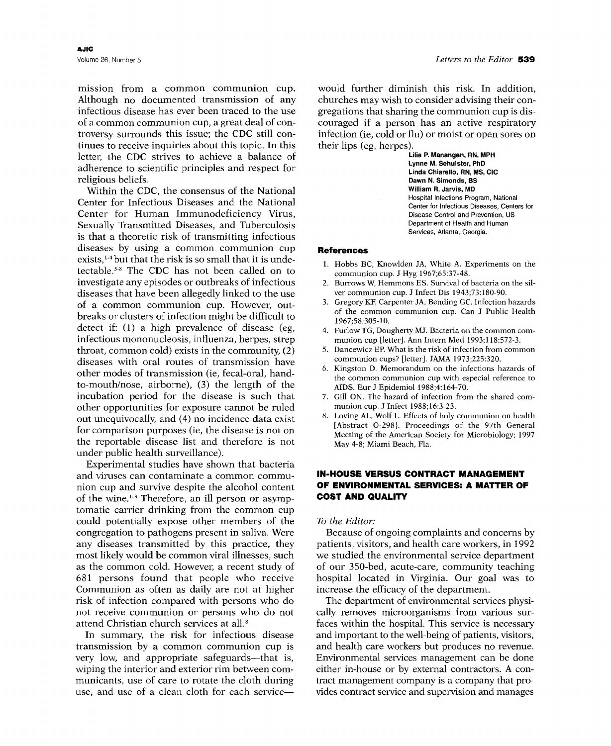mission from a common communion cup. Although no documented transmission of any infectious disease has ever been traced to the use of a common communion cup, a great deal of controversy surrounds this issue; the CDC still continues to receive inquiries about this topic. In this letter, the CDC strives to achieve a balance of adherence to scientific principles and respect for religious beliefs.

Within the CDC, the consensus of the National Center for Infectious Diseases and the National Center for Human Immunodeficiency Virus, Sexually Transmitted Diseases, and Tuberculosis is that a theoretic risk of transmitting infectious diseases by using a common communion cup exists,[1-4] but that the risk is so small that it is undetectable.[5-8] The CDC has not been called on to investigate any episodes or outbreaks of infectious diseases that have been allegedly linked to the use of a common communion cup. However, outbreaks or clusters of infection might be difficult to detect if: (1) a high prevalence of disease (eg, infectious mononucleosis, influenza, herpes, strep throat, common cold) exists in the community, (2) diseases with oral routes of transmission have other modes of transmission (ie, fecal-oral, hand-to-mouth/nose, airborne), (3) the length of the incubation period for the disease is such that other opportunities for exposure cannot be ruled out unequivocally, and (4) no incidence data exist for comparison purposes (ie, the disease is not on the reportable disease list and therefore is not under public health surveillance).

Experimental studies have shown that bacteria and viruses can contaminate a common communion cup and survive despite the alcohol content of the wine.[1-3] Therefore, an ill person or asymptomatic carrier drinking from the common cup could potentially expose other members of the congregation to pathogens present in saliva. Were any diseases transmitted by this practice, they most likely would be common viral illnesses, such as the common cold. However, a recent study of 681 persons found that people who receive Communion as often as daily are not at higher risk of infection compared with persons who do not receive communion or persons who do not attend Christian church services at all.[8]

In summary, the risk for infectious disease transmission by a common communion cup is very low, and appropriate safeguards—that is, wiping the interior and exterior rim between communicants, use of care to rotate the cloth during use, and use of a clean cloth for each service—would further diminish this risk. In addition, churches may wish to consider advising their congregations that sharing the communion cup is discouraged if a person has an active respiratory infection (ie, cold or flu) or moist or open sores on their lips (eg, herpes).

**Lilia P. Manangan, RN, MPH**
**Lynne M. Sehulster, PhD**
**Linda Chiarello, RN, MS, CIC**
**Dawn N. Simonds, BS**
**William R. Jarvis, MD**
Hospital Infections Program, National Center for Infectious Diseases, Centers for Disease Control and Prevention, US Department of Health and Human Services, Atlanta, Georgia.

### References

1. Hobbs BC, Knowlden JA, White A. Experiments on the communion cup. J Hyg 1967;65:37-48.
2. Burrows W, Hemmons ES. Survival of bacteria on the silver communion cup. J Infect Dis 1943;73:180-90.
3. Gregory KF, Carpenter JA, Bending GC. Infection hazards of the common communion cup. Can J Public Health 1967;58:305-10.
4. Furlow TG, Dougherty MJ. Bacteria on the common communion cup [letter]. Ann Intern Med 1993;118:572-3.
5. Dancewicz EP. What is the risk of infection from common communion cups? [letter]. JAMA 1973;225:320.
6. Kingston D. Memorandum on the infections hazards of the common communion cup with especial reference to AIDS. Eur J Epidemiol 1988;4:164-70.
7. Gill ON. The hazard of infection from the shared communion cup. J Infect 1988;16:3-23.
8. Loving AL, Wolf L. Effects of holy communion on health [Abstract Q-298]. Proceedings of the 97th General Meeting of the American Society for Microbiology; 1997 May 4-8; Miami Beach, Fla.

## IN-HOUSE VERSUS CONTRACT MANAGEMENT OF ENVIRONMENTAL SERVICES: A MATTER OF COST AND QUALITY

*To the Editor:*

Because of ongoing complaints and concerns by patients, visitors, and health care workers, in 1992 we studied the environmental service department of our 350-bed, acute-care, community teaching hospital located in Virginia. Our goal was to increase the efficacy of the department.

The department of environmental services physically removes microorganisms from various surfaces within the hospital. This service is necessary and important to the well-being of patients, visitors, and health care workers but produces no revenue. Environmental services management can be done either in-house or by external contractors. A contract management company is a company that provides contract service and supervision and manages